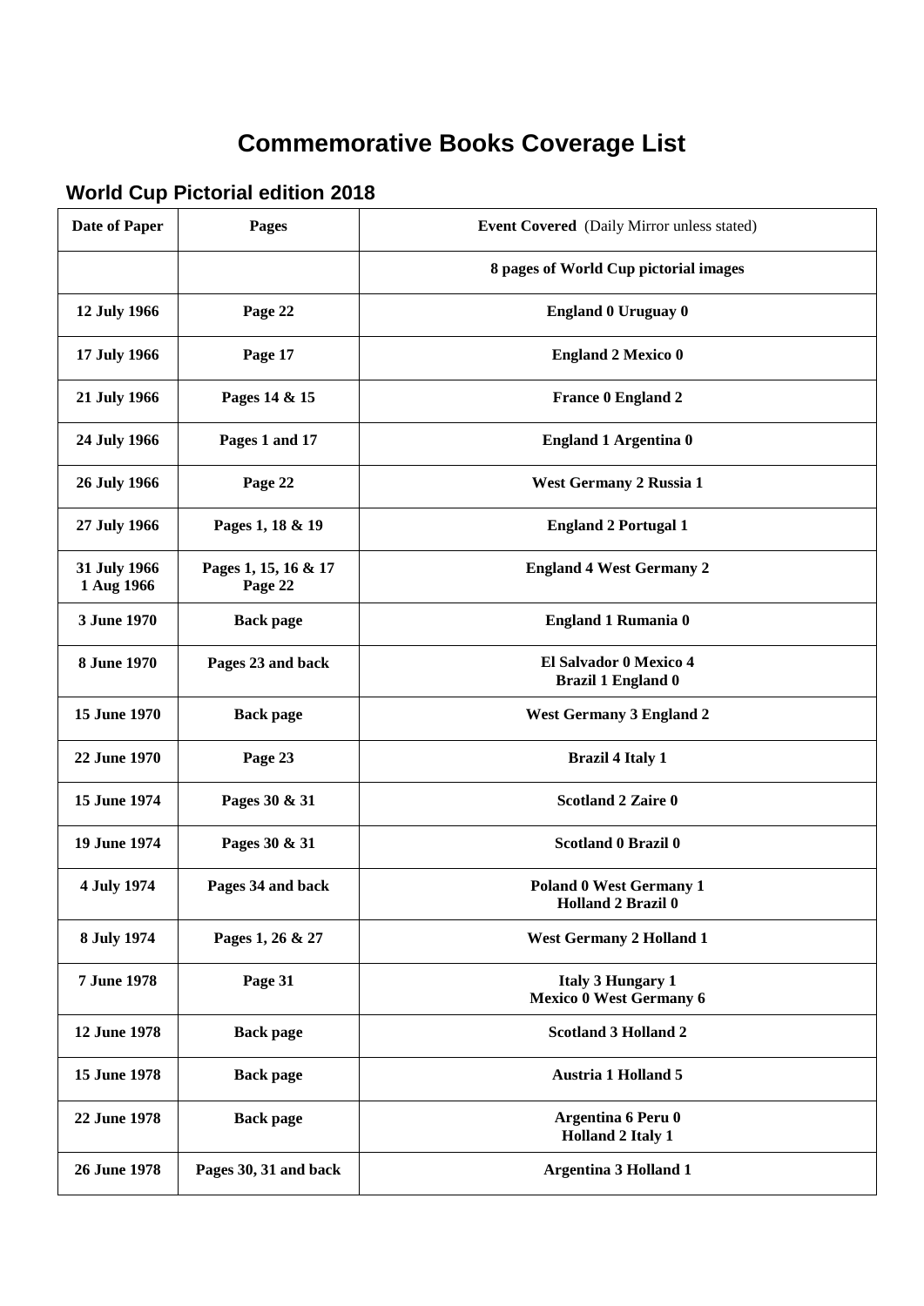# Commemorative Books Coverage List

## World Cup Pictorial edition 2018

| Date of Paper | Pages | Event Covered (Daily Mirror unless stated) |
|---|---|---|
| | | 8 pages of World Cup pictorial images |
| 12 July 1966 | Page 22 | England 0 Uruguay 0 |
| 17 July 1966 | Page 17 | England 2 Mexico 0 |
| 21 July 1966 | Pages 14 & 15 | France 0 England 2 |
| 24 July 1966 | Pages 1 and 17 | England 1 Argentina 0 |
| 26 July 1966 | Page 22 | West Germany 2 Russia 1 |
| 27 July 1966 | Pages 1, 18 & 19 | England 2 Portugal 1 |
| 31 July 1966<br>1 Aug 1966 | Pages 1, 15, 16 & 17<br>Page 22 | England 4 West Germany 2 |
| 3 June 1970 | Back page | England 1 Rumania 0 |
| 8 June 1970 | Pages 23 and back | El Salvador 0 Mexico 4<br>Brazil 1 England 0 |
| 15 June 1970 | Back page | West Germany 3 England 2 |
| 22 June 1970 | Page 23 | Brazil 4 Italy 1 |
| 15 June 1974 | Pages 30 & 31 | Scotland 2 Zaire 0 |
| 19 June 1974 | Pages 30 & 31 | Scotland 0 Brazil 0 |
| 4 July 1974 | Pages 34 and back | Poland 0 West Germany 1<br>Holland 2 Brazil 0 |
| 8 July 1974 | Pages 1, 26 & 27 | West Germany 2 Holland 1 |
| 7 June 1978 | Page 31 | Italy 3 Hungary 1<br>Mexico 0 West Germany 6 |
| 12 June 1978 | Back page | Scotland 3 Holland 2 |
| 15 June 1978 | Back page | Austria 1 Holland 5 |
| 22 June 1978 | Back page | Argentina 6 Peru 0<br>Holland 2 Italy 1 |
| 26 June 1978 | Pages 30, 31 and back | Argentina 3 Holland 1 |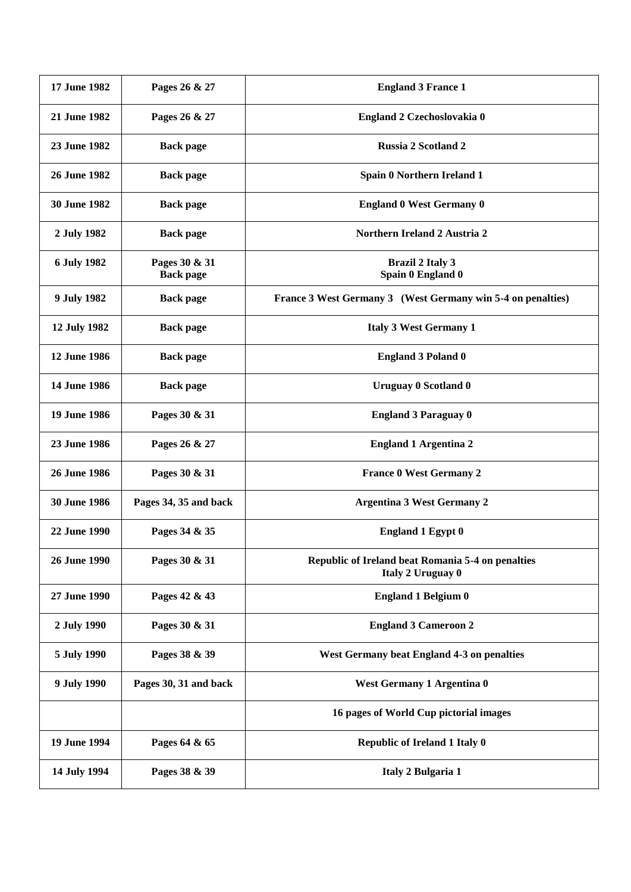| 17 June 1982 | Pages 26 & 27 | England 3 France 1 |
|---|---|---|
| 21 June 1982 | Pages 26 & 27 | England 2 Czechoslovakia 0 |
| 23 June 1982 | Back page | Russia 2 Scotland 2 |
| 26 June 1982 | Back page | Spain 0 Northern Ireland 1 |
| 30 June 1982 | Back page | England 0 West Germany 0 |
| 2 July 1982 | Back page | Northern Ireland 2 Austria 2 |
| 6 July 1982 | Pages 30 & 31<br>Back page | Brazil 2 Italy 3<br>Spain 0 England 0 |
| 9 July 1982 | Back page | France 3 West Germany 3 (West Germany win 5-4 on penalties) |
| 12 July 1982 | Back page | Italy 3 West Germany 1 |
| 12 June 1986 | Back page | England 3 Poland 0 |
| 14 June 1986 | Back page | Uruguay 0 Scotland 0 |
| 19 June 1986 | Pages 30 & 31 | England 3 Paraguay 0 |
| 23 June 1986 | Pages 26 & 27 | England 1 Argentina 2 |
| 26 June 1986 | Pages 30 & 31 | France 0 West Germany 2 |
| 30 June 1986 | Pages 34, 35 and back | Argentina 3 West Germany 2 |
| 22 June 1990 | Pages 34 & 35 | England 1 Egypt 0 |
| 26 June 1990 | Pages 30 & 31 | Republic of Ireland beat Romania 5-4 on penalties<br>Italy 2 Uruguay 0 |
| 27 June 1990 | Pages 42 & 43 | England 1 Belgium 0 |
| 2 July 1990 | Pages 30 & 31 | England 3 Cameroon 2 |
| 5 July 1990 | Pages 38 & 39 | West Germany beat England 4-3 on penalties |
| 9 July 1990 | Pages 30, 31 and back | West Germany 1 Argentina 0 |
| | | 16 pages of World Cup pictorial images |
| 19 June 1994 | Pages 64 & 65 | Republic of Ireland 1 Italy 0 |
| 14 July 1994 | Pages 38 & 39 | Italy 2 Bulgaria 1 |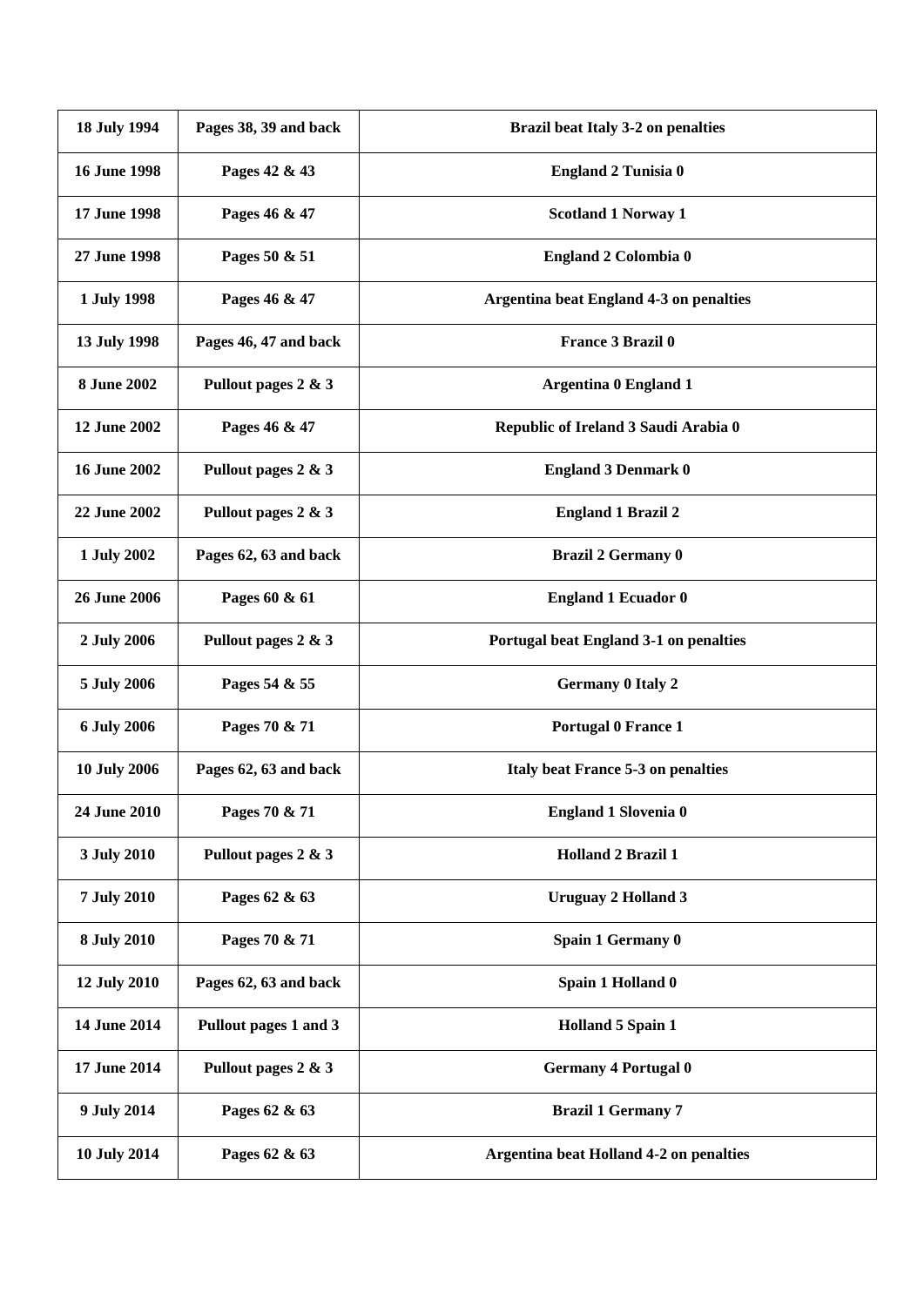| 18 July 1994 | Pages 38, 39 and back | Brazil beat Italy 3-2 on penalties |
|---|---|---|
| 16 June 1998 | Pages 42 & 43 | England 2 Tunisia 0 |
| 17 June 1998 | Pages 46 & 47 | Scotland 1 Norway 1 |
| 27 June 1998 | Pages 50 & 51 | England 2 Colombia 0 |
| 1 July 1998 | Pages 46 & 47 | Argentina beat England 4-3 on penalties |
| 13 July 1998 | Pages 46, 47 and back | France 3 Brazil 0 |
| 8 June 2002 | Pullout pages 2 & 3 | Argentina 0 England 1 |
| 12 June 2002 | Pages 46 & 47 | Republic of Ireland 3 Saudi Arabia 0 |
| 16 June 2002 | Pullout pages 2 & 3 | England 3 Denmark 0 |
| 22 June 2002 | Pullout pages 2 & 3 | England 1 Brazil 2 |
| 1 July 2002 | Pages 62, 63 and back | Brazil 2 Germany 0 |
| 26 June 2006 | Pages 60 & 61 | England 1 Ecuador 0 |
| 2 July 2006 | Pullout pages 2 & 3 | Portugal beat England 3-1 on penalties |
| 5 July 2006 | Pages 54 & 55 | Germany 0 Italy 2 |
| 6 July 2006 | Pages 70 & 71 | Portugal 0 France 1 |
| 10 July 2006 | Pages 62, 63 and back | Italy beat France 5-3 on penalties |
| 24 June 2010 | Pages 70 & 71 | England 1 Slovenia 0 |
| 3 July 2010 | Pullout pages 2 & 3 | Holland 2 Brazil 1 |
| 7 July 2010 | Pages 62 & 63 | Uruguay 2 Holland 3 |
| 8 July 2010 | Pages 70 & 71 | Spain 1 Germany 0 |
| 12 July 2010 | Pages 62, 63 and back | Spain 1 Holland 0 |
| 14 June 2014 | Pullout pages 1 and 3 | Holland 5 Spain 1 |
| 17 June 2014 | Pullout pages 2 & 3 | Germany 4 Portugal 0 |
| 9 July 2014 | Pages 62 & 63 | Brazil 1 Germany 7 |
| 10 July 2014 | Pages 62 & 63 | Argentina beat Holland 4-2 on penalties |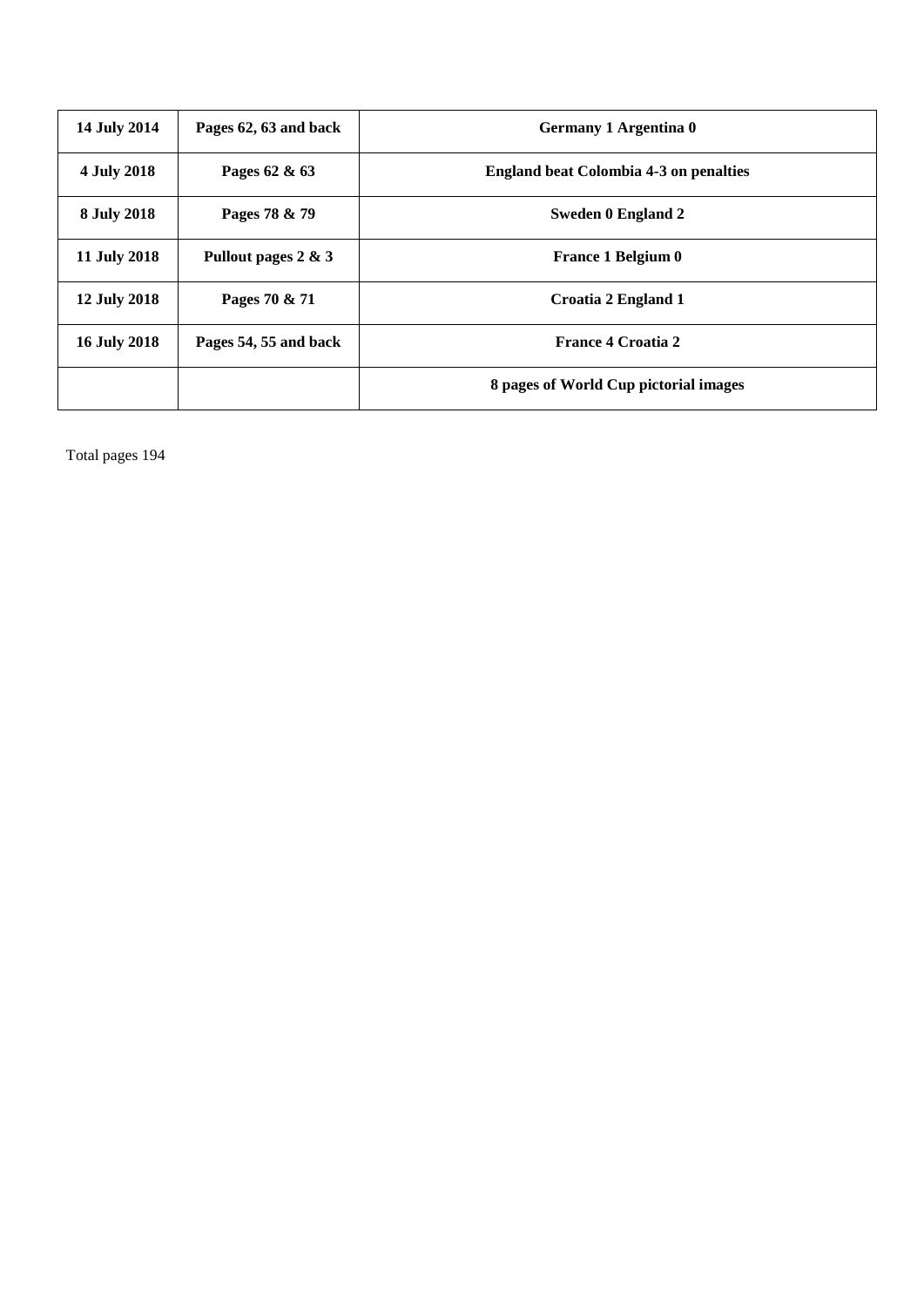| | | |
|---|---|---|
| **14 July 2014** | **Pages 62, 63 and back** | **Germany 1 Argentina 0** |
| **4 July 2018** | **Pages 62 & 63** | **England beat Colombia 4-3 on penalties** |
| **8 July 2018** | **Pages 78 & 79** | **Sweden 0 England 2** |
| **11 July 2018** | **Pullout pages 2 & 3** | **France 1 Belgium 0** |
| **12 July 2018** | **Pages 70 & 71** | **Croatia 2 England 1** |
| **16 July 2018** | **Pages 54, 55 and back** | **France 4 Croatia 2** |
| | | **8 pages of World Cup pictorial images** |

Total pages 194